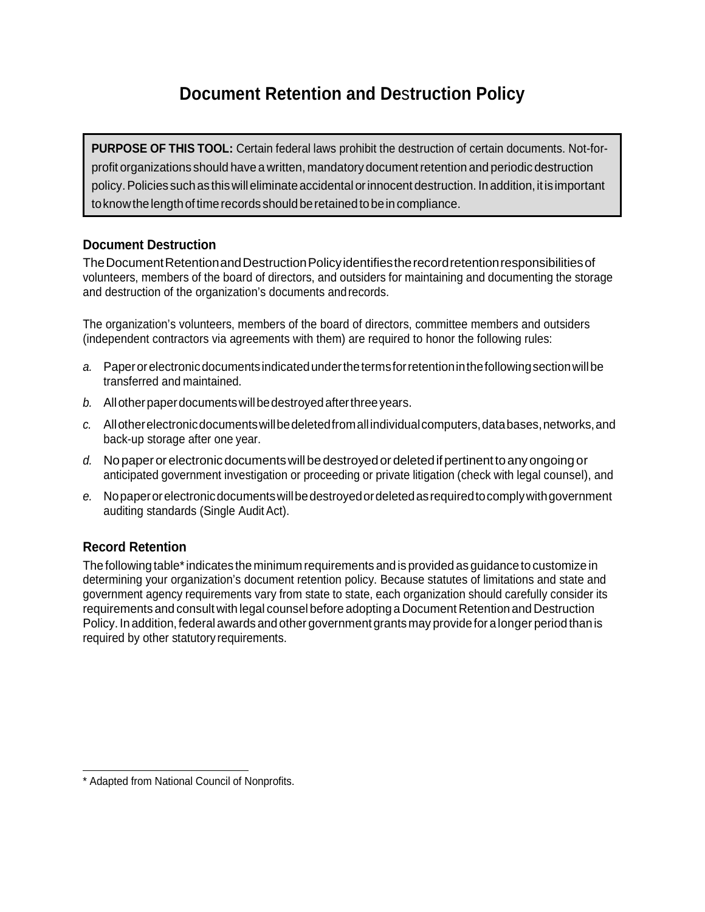# Document Retention and Destruction Policy

**PURPOSE OF THIS TOOL:** Certain federal laws prohibit the destruction of certain documents. Not-for-profit organizations should have a written, mandatory document retention and periodic destruction policy. Policies such as this will eliminate accidental or innocent destruction. In addition, it is important to know the length of time records should be retained to be in compliance.

### Document Destruction

The Document Retention and Destruction Policy identifies the record retention responsibilities of volunteers, members of the board of directors, and outsiders for maintaining and documenting the storage and destruction of the organization's documents and records.

The organization's volunteers, members of the board of directors, committee members and outsiders (independent contractors via agreements with them) are required to honor the following rules:

*a.* Paper or electronic documents indicated under the terms for retention in the following section will be transferred and maintained.

*b.* All other paper documents will be destroyed after three years.

*c.* All other electronic documents will be deleted from all individual computers, data bases, networks, and back-up storage after one year.

*d.* No paper or electronic documents will be destroyed or deleted if pertinent to any ongoing or anticipated government investigation or proceeding or private litigation (check with legal counsel), and

*e.* No paper or electronic documents will be destroyed or deleted as required to comply with government auditing standards (Single Audit Act).

### Record Retention

The following table* indicates the minimum requirements and is provided as guidance to customize in determining your organization's document retention policy. Because statutes of limitations and state and government agency requirements vary from state to state, each organization should carefully consider its requirements and consult with legal counsel before adopting a Document Retention and Destruction Policy. In addition, federal awards and other government grants may provide for a longer period than is required by other statutory requirements.

---

* Adapted from National Council of Nonprofits.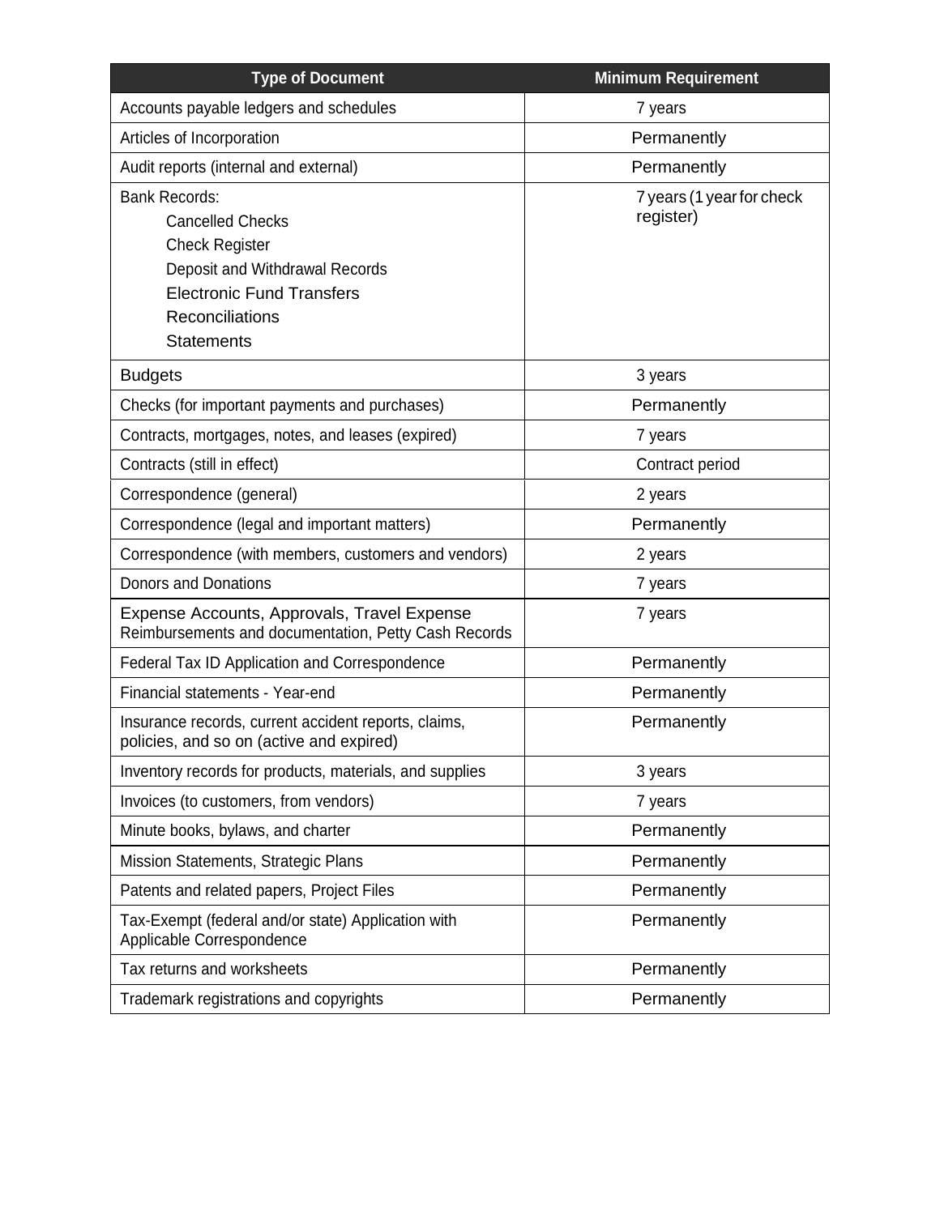| Type of Document | Minimum Requirement |
|---|---|
| Accounts payable ledgers and schedules | 7 years |
| Articles of Incorporation | Permanently |
| Audit reports (internal and external) | Permanently |
| Bank Records:<br>Cancelled Checks<br>Check Register<br>Deposit and Withdrawal Records<br>Electronic Fund Transfers<br>Reconciliations<br>Statements | 7 years (1 year for check register) |
| Budgets | 3 years |
| Checks (for important payments and purchases) | Permanently |
| Contracts, mortgages, notes, and leases (expired) | 7 years |
| Contracts (still in effect) | Contract period |
| Correspondence (general) | 2 years |
| Correspondence (legal and important matters) | Permanently |
| Correspondence (with members, customers and vendors) | 2 years |
| Donors and Donations | 7 years |
| Expense Accounts, Approvals, Travel Expense Reimbursements and documentation, Petty Cash Records | 7 years |
| Federal Tax ID Application and Correspondence | Permanently |
| Financial statements - Year-end | Permanently |
| Insurance records, current accident reports, claims, policies, and so on (active and expired) | Permanently |
| Inventory records for products, materials, and supplies | 3 years |
| Invoices (to customers, from vendors) | 7 years |
| Minute books, bylaws, and charter | Permanently |
| Mission Statements, Strategic Plans | Permanently |
| Patents and related papers, Project Files | Permanently |
| Tax-Exempt (federal and/or state) Application with Applicable Correspondence | Permanently |
| Tax returns and worksheets | Permanently |
| Trademark registrations and copyrights | Permanently |